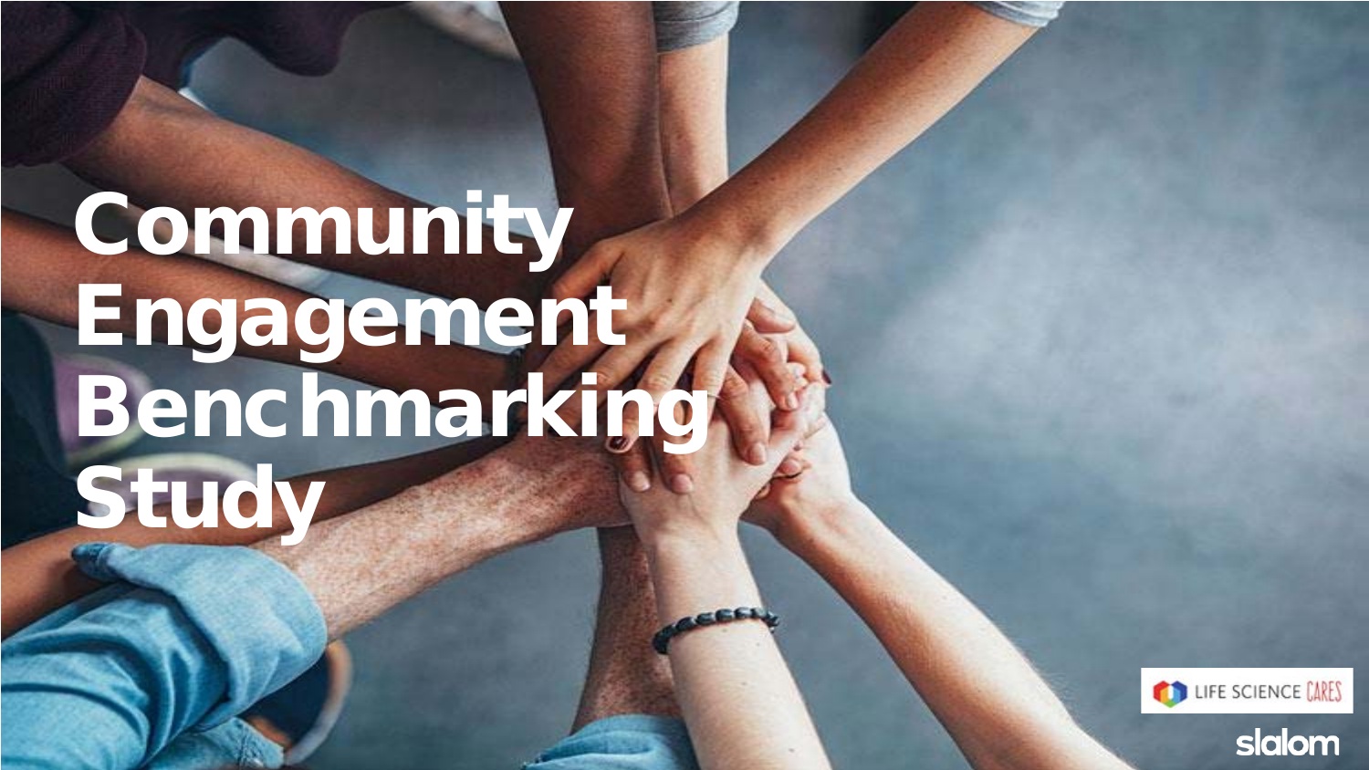# Community Engagement Benchmarking Study

LIFE SCIENCE CARES

slalom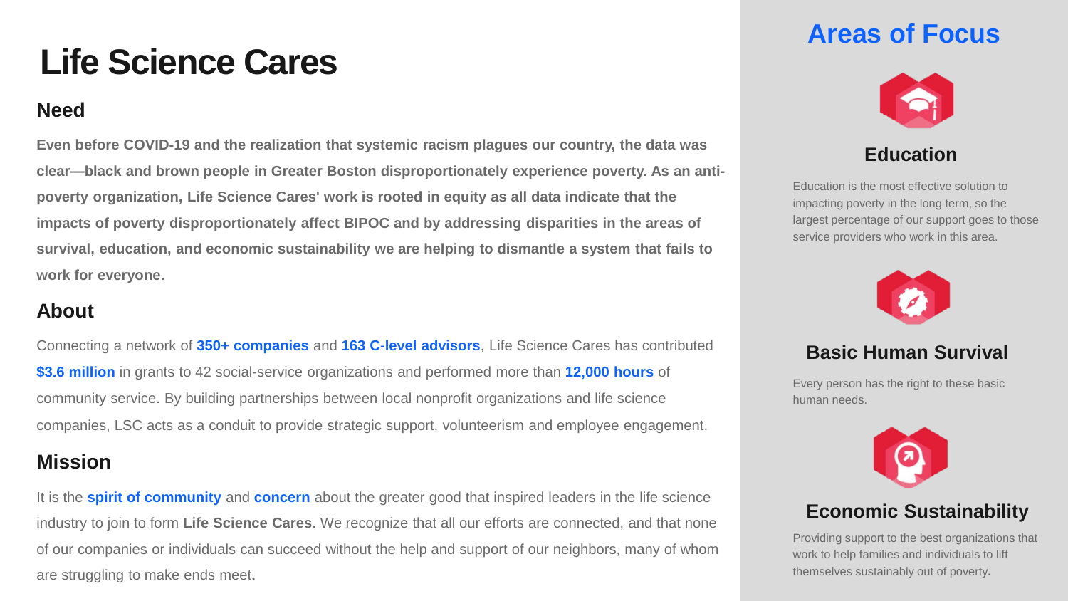# Life Science Cares

## Need

**Even before COVID-19 and the realization that systemic racism plagues our country, the data was clear—black and brown people in Greater Boston disproportionately experience poverty. As an anti-poverty organization, Life Science Cares' work is rooted in equity as all data indicate that the impacts of poverty disproportionately affect BIPOC and by addressing disparities in the areas of survival, education, and economic sustainability we are helping to dismantle a system that fails to work for everyone.**

## About

Connecting a network of **350+ companies** and **163 C-level advisors**, Life Science Cares has contributed **$3.6 million** in grants to 42 social-service organizations and performed more than **12,000 hours** of community service. By building partnerships between local nonprofit organizations and life science companies, LSC acts as a conduit to provide strategic support, volunteerism and employee engagement.

## Mission

It is the **spirit of community** and **concern** about the greater good that inspired leaders in the life science industry to join to form **Life Science Cares**. We recognize that all our efforts are connected, and that none of our companies or individuals can succeed without the help and support of our neighbors, many of whom are struggling to make ends meet.

## Areas of Focus

### Education

Education is the most effective solution to impacting poverty in the long term, so the largest percentage of our support goes to those service providers who work in this area.

### Basic Human Survival

Every person has the right to these basic human needs.

### Economic Sustainability

Providing support to the best organizations that work to help families and individuals to lift themselves sustainably out of poverty.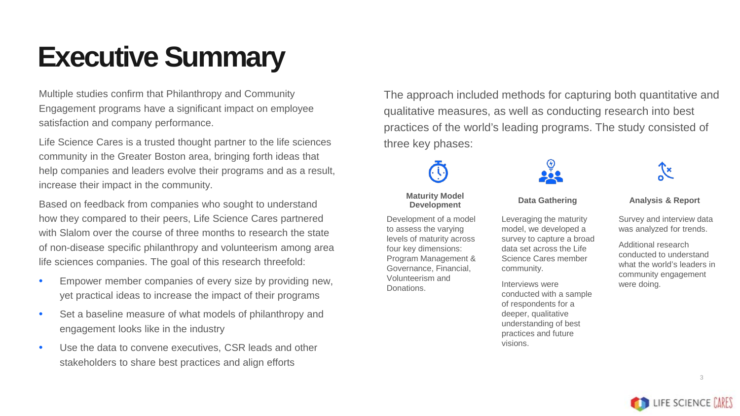# Executive Summary

Multiple studies confirm that Philanthropy and Community Engagement programs have a significant impact on employee satisfaction and company performance.

Life Science Cares is a trusted thought partner to the life sciences community in the Greater Boston area, bringing forth ideas that help companies and leaders evolve their programs and as a result, increase their impact in the community.

Based on feedback from companies who sought to understand how they compared to their peers, Life Science Cares partnered with Slalom over the course of three months to research the state of non-disease specific philanthropy and volunteerism among area life sciences companies. The goal of this research threefold:

- Empower member companies of every size by providing new, yet practical ideas to increase the impact of their programs
- Set a baseline measure of what models of philanthropy and engagement looks like in the industry
- Use the data to convene executives, CSR leads and other stakeholders to share best practices and align efforts

The approach included methods for capturing both quantitative and qualitative measures, as well as conducting research into best practices of the world's leading programs. The study consisted of three key phases:

**Maturity Model Development**

Development of a model to assess the varying levels of maturity across four key dimensions: Program Management & Governance, Financial, Volunteerism and Donations.

**Data Gathering**

Leveraging the maturity model, we developed a survey to capture a broad data set across the Life Science Cares member community.

Interviews were conducted with a sample of respondents for a deeper, qualitative understanding of best practices and future visions.

**Analysis & Report**

Survey and interview data was analyzed for trends.

Additional research conducted to understand what the world's leaders in community engagement were doing.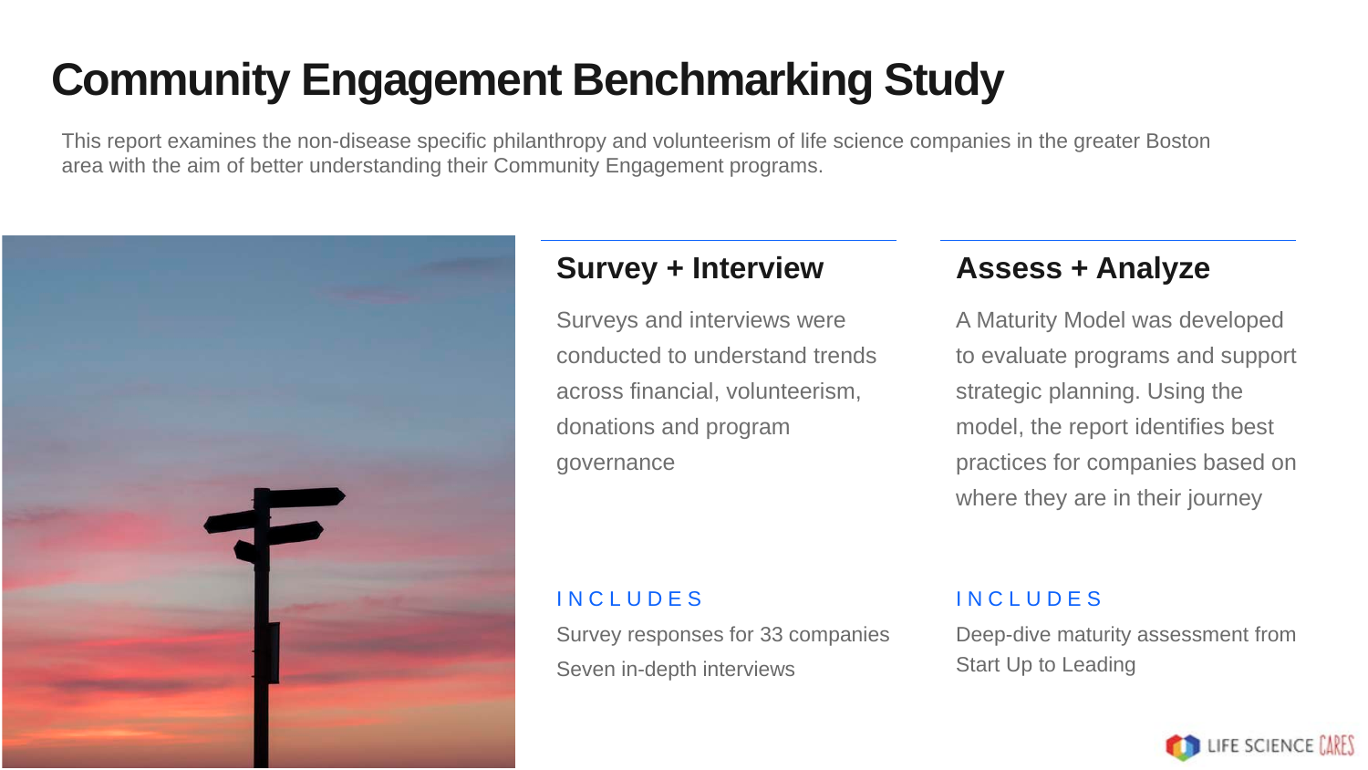# Community Engagement Benchmarking Study

This report examines the non-disease specific philanthropy and volunteerism of life science companies in the greater Boston area with the aim of better understanding their Community Engagement programs.

## Survey + Interview

Surveys and interviews were conducted to understand trends across financial, volunteerism, donations and program governance

INCLUDES

Survey responses for 33 companies
Seven in-depth interviews

## Assess + Analyze

A Maturity Model was developed to evaluate programs and support strategic planning. Using the model, the report identifies best practices for companies based on where they are in their journey

INCLUDES

Deep-dive maturity assessment from Start Up to Leading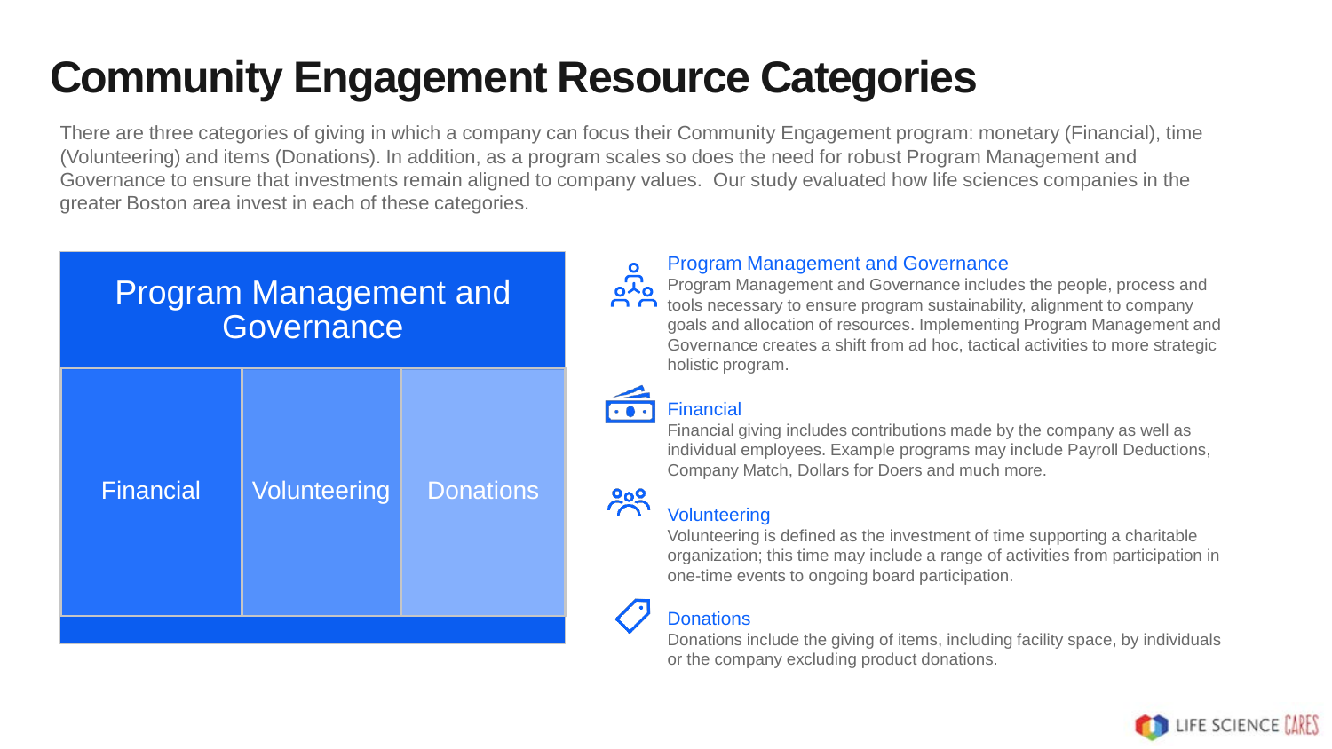# Community Engagement Resource Categories

There are three categories of giving in which a company can focus their Community Engagement program: monetary (Financial), time (Volunteering) and items (Donations). In addition, as a program scales so does the need for robust Program Management and Governance to ensure that investments remain aligned to company values. Our study evaluated how life sciences companies in the greater Boston area invest in each of these categories.

| Program Management and Governance | | |
|---|---|---|
| Financial | Volunteering | Donations |

### Program Management and Governance

Program Management and Governance includes the people, process and tools necessary to ensure program sustainability, alignment to company goals and allocation of resources. Implementing Program Management and Governance creates a shift from ad hoc, tactical activities to more strategic holistic program.

### Financial

Financial giving includes contributions made by the company as well as individual employees. Example programs may include Payroll Deductions, Company Match, Dollars for Doers and much more.

### Volunteering

Volunteering is defined as the investment of time supporting a charitable organization; this time may include a range of activities from participation in one-time events to ongoing board participation.

### Donations

Donations include the giving of items, including facility space, by individuals or the company excluding product donations.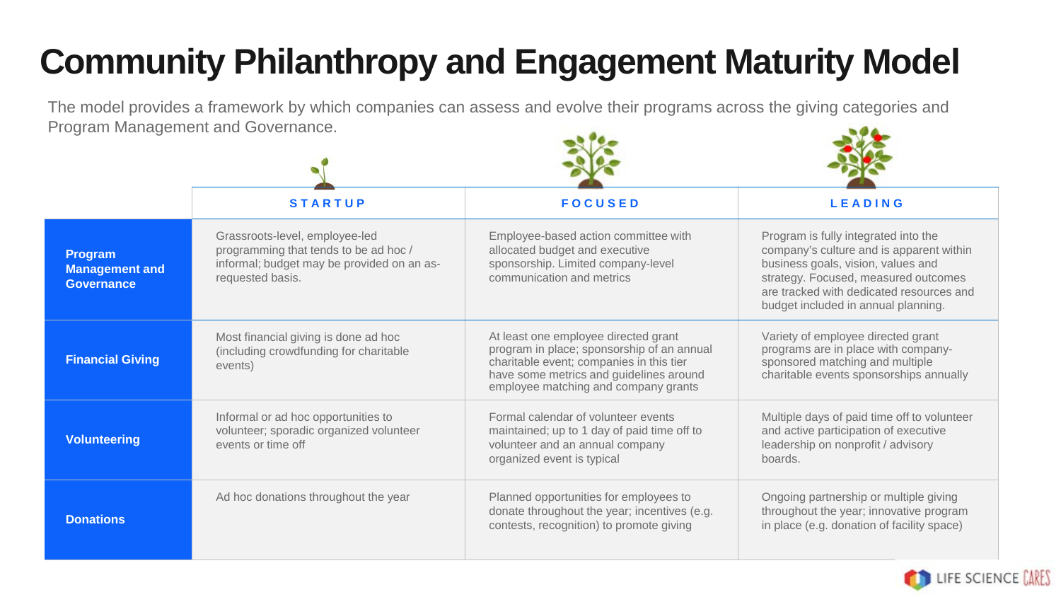# Community Philanthropy and Engagement Maturity Model

The model provides a framework by which companies can assess and evolve their programs across the giving categories and Program Management and Governance.

| | STARTUP | FOCUSED | LEADING |
|---|---|---|---|
| **Program Management and Governance** | Grassroots-level, employee-led programming that tends to be ad hoc / informal; budget may be provided on an as-requested basis. | Employee-based action committee with allocated budget and executive sponsorship. Limited company-level communication and metrics | Program is fully integrated into the company's culture and is apparent within business goals, vision, values and strategy. Focused, measured outcomes are tracked with dedicated resources and budget included in annual planning. |
| **Financial Giving** | Most financial giving is done ad hoc (including crowdfunding for charitable events) | At least one employee directed grant program in place; sponsorship of an annual charitable event; companies in this tier have some metrics and guidelines around employee matching and company grants | Variety of employee directed grant programs are in place with company-sponsored matching and multiple charitable events sponsorships annually |
| **Volunteering** | Informal or ad hoc opportunities to volunteer; sporadic organized volunteer events or time off | Formal calendar of volunteer events maintained; up to 1 day of paid time off to volunteer and an annual company organized event is typical | Multiple days of paid time off to volunteer and active participation of executive leadership on nonprofit / advisory boards. |
| **Donations** | Ad hoc donations throughout the year | Planned opportunities for employees to donate throughout the year; incentives (e.g. contests, recognition) to promote giving | Ongoing partnership or multiple giving throughout the year; innovative program in place (e.g. donation of facility space) |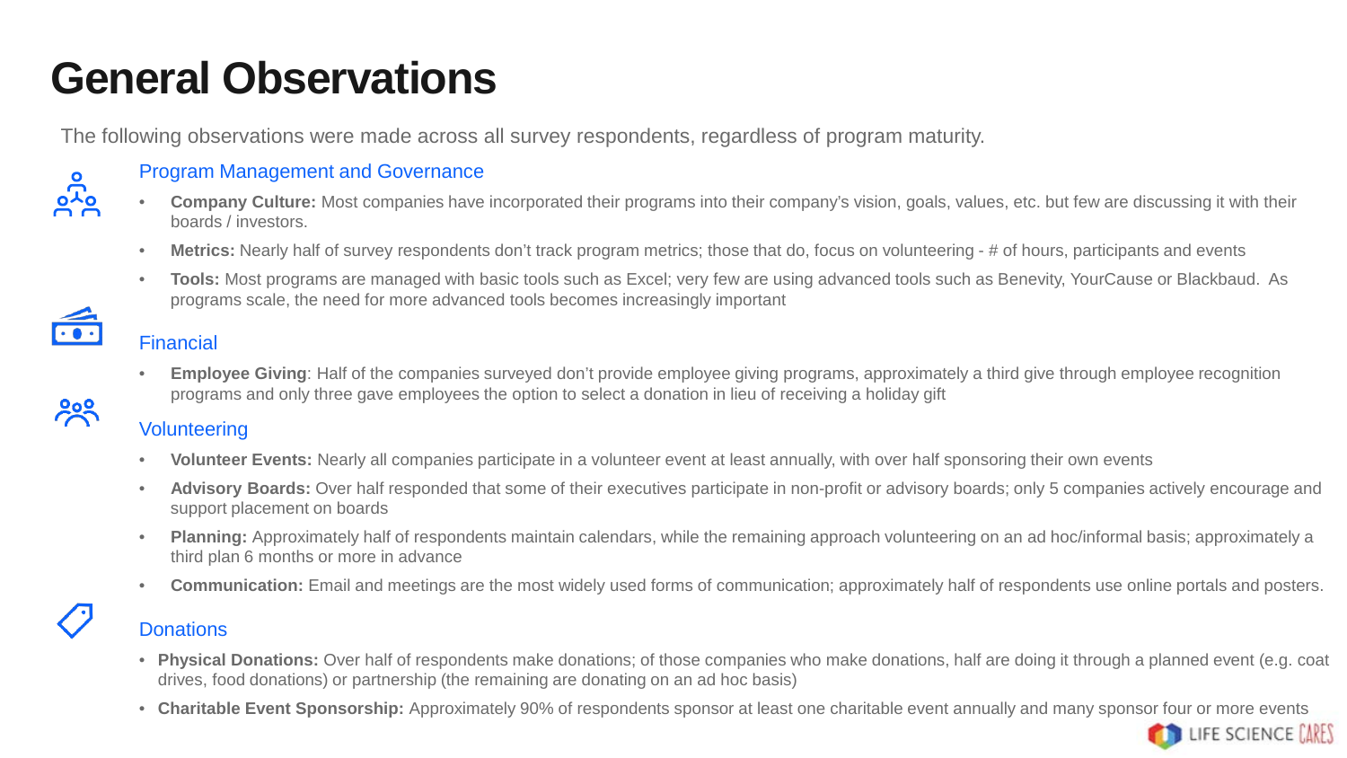# General Observations

The following observations were made across all survey respondents, regardless of program maturity.

## Program Management and Governance

- **Company Culture:** Most companies have incorporated their programs into their company's vision, goals, values, etc. but few are discussing it with their boards / investors.
- **Metrics:** Nearly half of survey respondents don't track program metrics; those that do, focus on volunteering - # of hours, participants and events
- **Tools:** Most programs are managed with basic tools such as Excel; very few are using advanced tools such as Benevity, YourCause or Blackbaud. As programs scale, the need for more advanced tools becomes increasingly important

## Financial

- **Employee Giving**: Half of the companies surveyed don't provide employee giving programs, approximately a third give through employee recognition programs and only three gave employees the option to select a donation in lieu of receiving a holiday gift

## Volunteering

- **Volunteer Events:** Nearly all companies participate in a volunteer event at least annually, with over half sponsoring their own events
- **Advisory Boards:** Over half responded that some of their executives participate in non-profit or advisory boards; only 5 companies actively encourage and support placement on boards
- **Planning:** Approximately half of respondents maintain calendars, while the remaining approach volunteering on an ad hoc/informal basis; approximately a third plan 6 months or more in advance
- **Communication:** Email and meetings are the most widely used forms of communication; approximately half of respondents use online portals and posters.

## Donations

- **Physical Donations:** Over half of respondents make donations; of those companies who make donations, half are doing it through a planned event (e.g. coat drives, food donations) or partnership (the remaining are donating on an ad hoc basis)
- **Charitable Event Sponsorship:** Approximately 90% of respondents sponsor at least one charitable event annually and many sponsor four or more events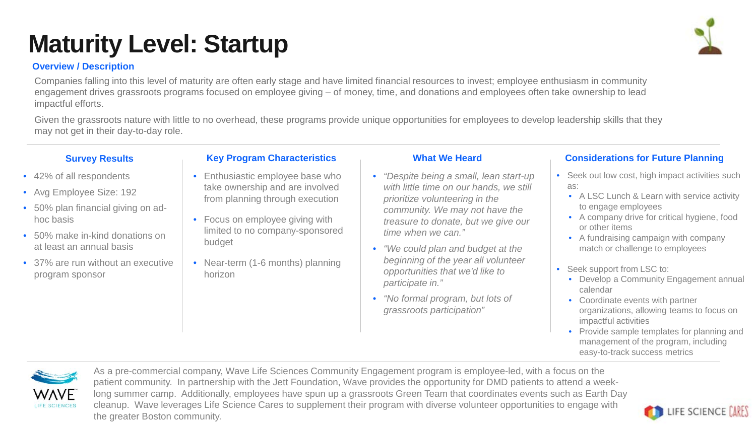# Maturity Level: Startup

### Overview / Description

Companies falling into this level of maturity are often early stage and have limited financial resources to invest; employee enthusiasm in community engagement drives grassroots programs focused on employee giving – of money, time, and donations and employees often take ownership to lead impactful efforts.

Given the grassroots nature with little to no overhead, these programs provide unique opportunities for employees to develop leadership skills that they may not get in their day-to-day role.

### Survey Results

- 42% of all respondents
- Avg Employee Size: 192
- 50% plan financial giving on ad-hoc basis
- 50% make in-kind donations on at least an annual basis
- 37% are run without an executive program sponsor

### Key Program Characteristics

- Enthusiastic employee base who take ownership and are involved from planning through execution
- Focus on employee giving with limited to no company-sponsored budget
- Near-term (1-6 months) planning horizon

### What We Heard

- *"Despite being a small, lean start-up with little time on our hands, we still prioritize volunteering in the community. We may not have the treasure to donate, but we give our time when we can."*
- *"We could plan and budget at the beginning of the year all volunteer opportunities that we'd like to participate in."*
- *"No formal program, but lots of grassroots participation"*

### Considerations for Future Planning

- Seek out low cost, high impact activities such as:
  - A LSC Lunch & Learn with service activity to engage employees
  - A company drive for critical hygiene, food or other items
  - A fundraising campaign with company match or challenge to employees
- Seek support from LSC to:
  - Develop a Community Engagement annual calendar
  - Coordinate events with partner organizations, allowing teams to focus on impactful activities
  - Provide sample templates for planning and management of the program, including easy-to-track success metrics

WAVE LIFE SCIENCES

As a pre-commercial company, Wave Life Sciences Community Engagement program is employee-led, with a focus on the patient community. In partnership with the Jett Foundation, Wave provides the opportunity for DMD patients to attend a week-long summer camp. Additionally, employees have spun up a grassroots Green Team that coordinates events such as Earth Day cleanup. Wave leverages Life Science Cares to supplement their program with diverse volunteer opportunities to engage with the greater Boston community.

LIFE SCIENCE CARES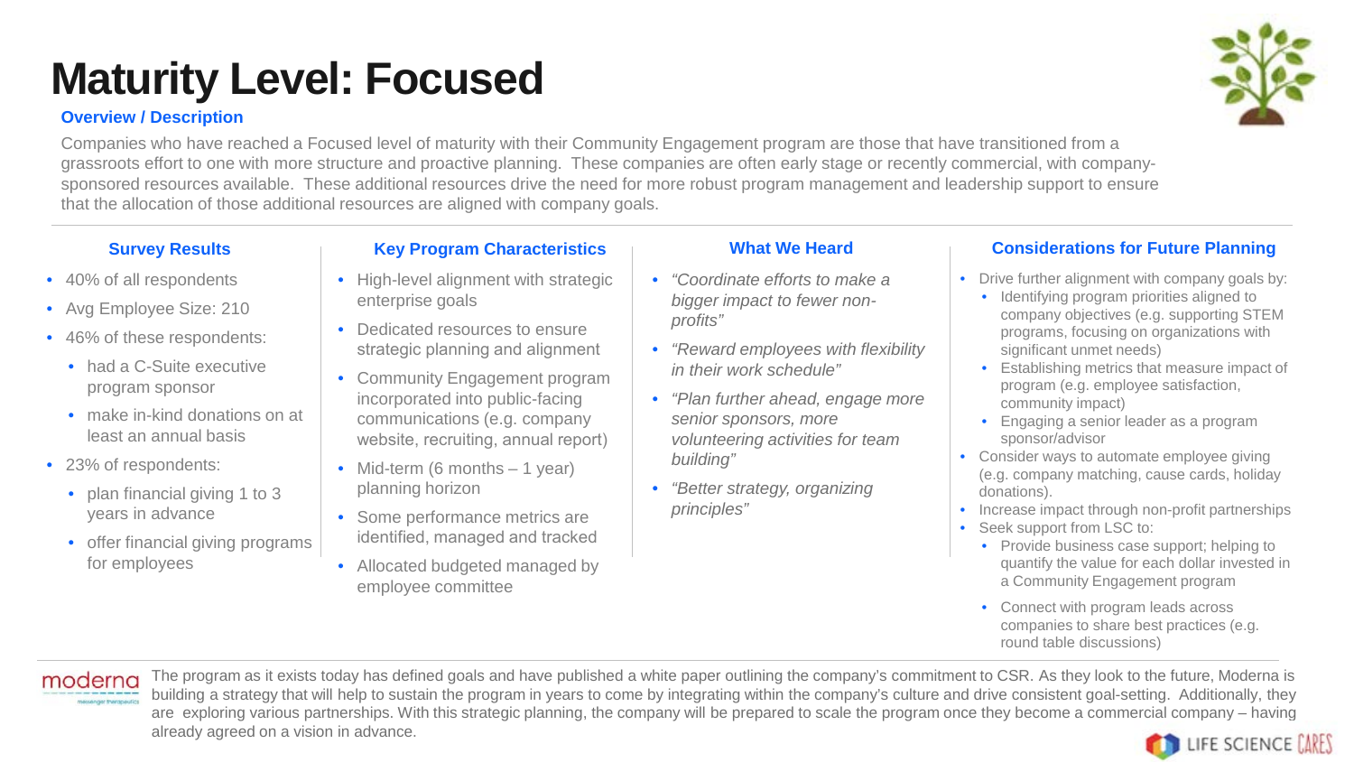# Maturity Level: Focused

### Overview / Description

Companies who have reached a Focused level of maturity with their Community Engagement program are those that have transitioned from a grassroots effort to one with more structure and proactive planning. These companies are often early stage or recently commercial, with company-sponsored resources available. These additional resources drive the need for more robust program management and leadership support to ensure that the allocation of those additional resources are aligned with company goals.

### Survey Results

- 40% of all respondents
- Avg Employee Size: 210
- 46% of these respondents:
  - had a C-Suite executive program sponsor
  - make in-kind donations on at least an annual basis
- 23% of respondents:
  - plan financial giving 1 to 3 years in advance
  - offer financial giving programs for employees

### Key Program Characteristics

- High-level alignment with strategic enterprise goals
- Dedicated resources to ensure strategic planning and alignment
- Community Engagement program incorporated into public-facing communications (e.g. company website, recruiting, annual report)
- Mid-term (6 months – 1 year) planning horizon
- Some performance metrics are identified, managed and tracked
- Allocated budgeted managed by employee committee

### What We Heard

- *"Coordinate efforts to make a bigger impact to fewer non-profits"*
- *"Reward employees with flexibility in their work schedule"*
- *"Plan further ahead, engage more senior sponsors, more volunteering activities for team building"*
- *"Better strategy, organizing principles"*

### Considerations for Future Planning

- Drive further alignment with company goals by:
  - Identifying program priorities aligned to company objectives (e.g. supporting STEM programs, focusing on organizations with significant unmet needs)
  - Establishing metrics that measure impact of program (e.g. employee satisfaction, community impact)
  - Engaging a senior leader as a program sponsor/advisor
- Consider ways to automate employee giving (e.g. company matching, cause cards, holiday donations).
- Increase impact through non-profit partnerships
- Seek support from LSC to:
  - Provide business case support; helping to quantify the value for each dollar invested in a Community Engagement program
  - Connect with program leads across companies to share best practices (e.g. round table discussions)

**moderna** — The program as it exists today has defined goals and have published a white paper outlining the company's commitment to CSR. As they look to the future, Moderna is building a strategy that will help to sustain the program in years to come by integrating within the company's culture and drive consistent goal-setting. Additionally, they are exploring various partnerships. With this strategic planning, the company will be prepared to scale the program once they become a commercial company – having already agreed on a vision in advance.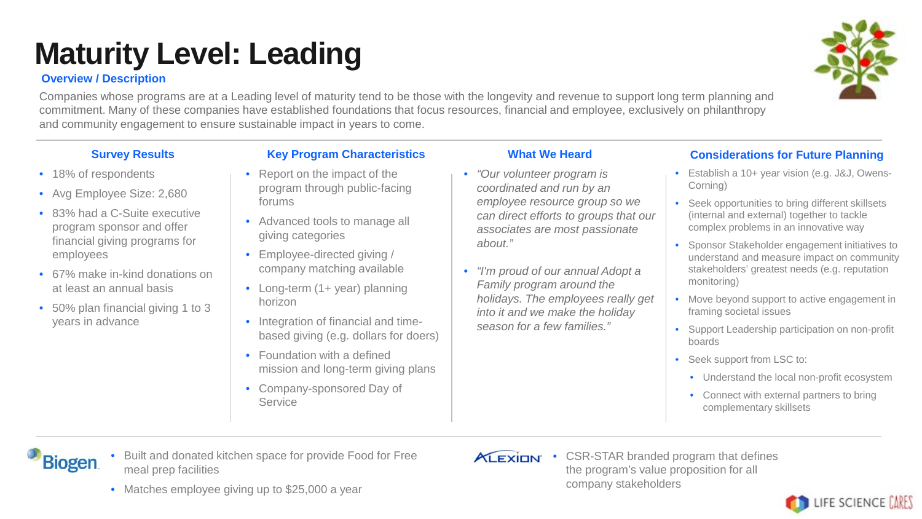# Maturity Level: Leading

### Overview / Description

Companies whose programs are at a Leading level of maturity tend to be those with the longevity and revenue to support long term planning and commitment. Many of these companies have established foundations that focus resources, financial and employee, exclusively on philanthropy and community engagement to ensure sustainable impact in years to come.

### Survey Results

- 18% of respondents
- Avg Employee Size: 2,680
- 83% had a C-Suite executive program sponsor and offer financial giving programs for employees
- 67% make in-kind donations on at least an annual basis
- 50% plan financial giving 1 to 3 years in advance

### Key Program Characteristics

- Report on the impact of the program through public-facing forums
- Advanced tools to manage all giving categories
- Employee-directed giving / company matching available
- Long-term (1+ year) planning horizon
- Integration of financial and time-based giving (e.g. dollars for doers)
- Foundation with a defined mission and long-term giving plans
- Company-sponsored Day of Service

### What We Heard

- *"Our volunteer program is coordinated and run by an employee resource group so we can direct efforts to groups that our associates are most passionate about."*
- *"I'm proud of our annual Adopt a Family program around the holidays. The employees really get into it and we make the holiday season for a few families."*

### Considerations for Future Planning

- Establish a 10+ year vision (e.g. J&J, Owens-Corning)
- Seek opportunities to bring different skillsets (internal and external) together to tackle complex problems in an innovative way
- Sponsor Stakeholder engagement initiatives to understand and measure impact on community stakeholders' greatest needs (e.g. reputation monitoring)
- Move beyond support to active engagement in framing societal issues
- Support Leadership participation on non-profit boards
- Seek support from LSC to:
  - Understand the local non-profit ecosystem
  - Connect with external partners to bring complementary skillsets

**Biogen**

- Built and donated kitchen space for provide Food for Free meal prep facilities
- Matches employee giving up to $25,000 a year

**Alexion**

- CSR-STAR branded program that defines the program's value proposition for all company stakeholders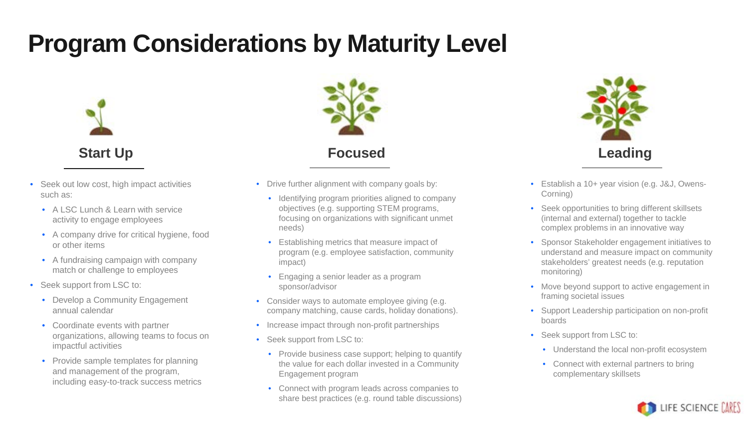# Program Considerations by Maturity Level

## Start Up

- Seek out low cost, high impact activities such as:
  - A LSC Lunch & Learn with service activity to engage employees
  - A company drive for critical hygiene, food or other items
  - A fundraising campaign with company match or challenge to employees
- Seek support from LSC to:
  - Develop a Community Engagement annual calendar
  - Coordinate events with partner organizations, allowing teams to focus on impactful activities
  - Provide sample templates for planning and management of the program, including easy-to-track success metrics

## Focused

- Drive further alignment with company goals by:
  - Identifying program priorities aligned to company objectives (e.g. supporting STEM programs, focusing on organizations with significant unmet needs)
  - Establishing metrics that measure impact of program (e.g. employee satisfaction, community impact)
  - Engaging a senior leader as a program sponsor/advisor
- Consider ways to automate employee giving (e.g. company matching, cause cards, holiday donations).
- Increase impact through non-profit partnerships
- Seek support from LSC to:
  - Provide business case support; helping to quantify the value for each dollar invested in a Community Engagement program
  - Connect with program leads across companies to share best practices (e.g. round table discussions)

## Leading

- Establish a 10+ year vision (e.g. J&J, Owens-Corning)
- Seek opportunities to bring different skillsets (internal and external) together to tackle complex problems in an innovative way
- Sponsor Stakeholder engagement initiatives to understand and measure impact on community stakeholders' greatest needs (e.g. reputation monitoring)
- Move beyond support to active engagement in framing societal issues
- Support Leadership participation on non-profit boards
- Seek support from LSC to:
  - Understand the local non-profit ecosystem
  - Connect with external partners to bring complementary skillsets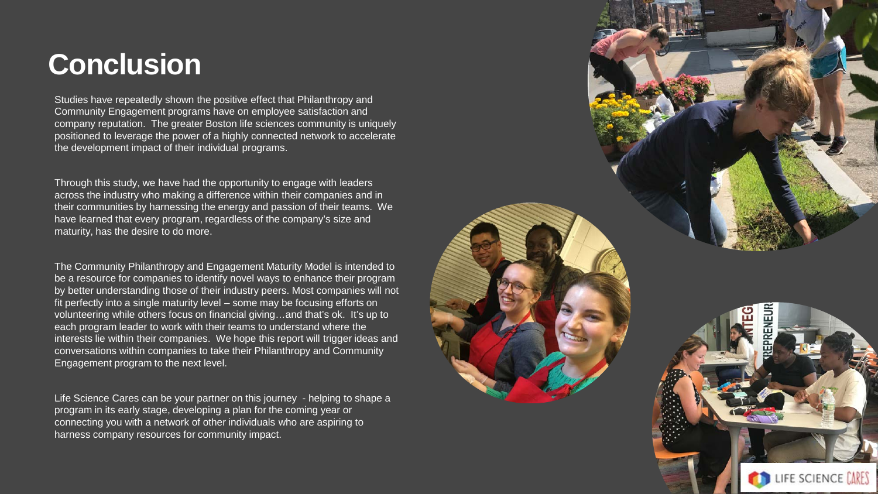# Conclusion

Studies have repeatedly shown the positive effect that Philanthropy and Community Engagement programs have on employee satisfaction and company reputation. The greater Boston life sciences community is uniquely positioned to leverage the power of a highly connected network to accelerate the development impact of their individual programs.

Through this study, we have had the opportunity to engage with leaders across the industry who making a difference within their companies and in their communities by harnessing the energy and passion of their teams. We have learned that every program, regardless of the company's size and maturity, has the desire to do more.

The Community Philanthropy and Engagement Maturity Model is intended to be a resource for companies to identify novel ways to enhance their program by better understanding those of their industry peers. Most companies will not fit perfectly into a single maturity level – some may be focusing efforts on volunteering while others focus on financial giving…and that's ok. It's up to each program leader to work with their teams to understand where the interests lie within their companies. We hope this report will trigger ideas and conversations within companies to take their Philanthropy and Community Engagement program to the next level.

Life Science Cares can be your partner on this journey - helping to shape a program in its early stage, developing a plan for the coming year or connecting you with a network of other individuals who are aspiring to harness company resources for community impact.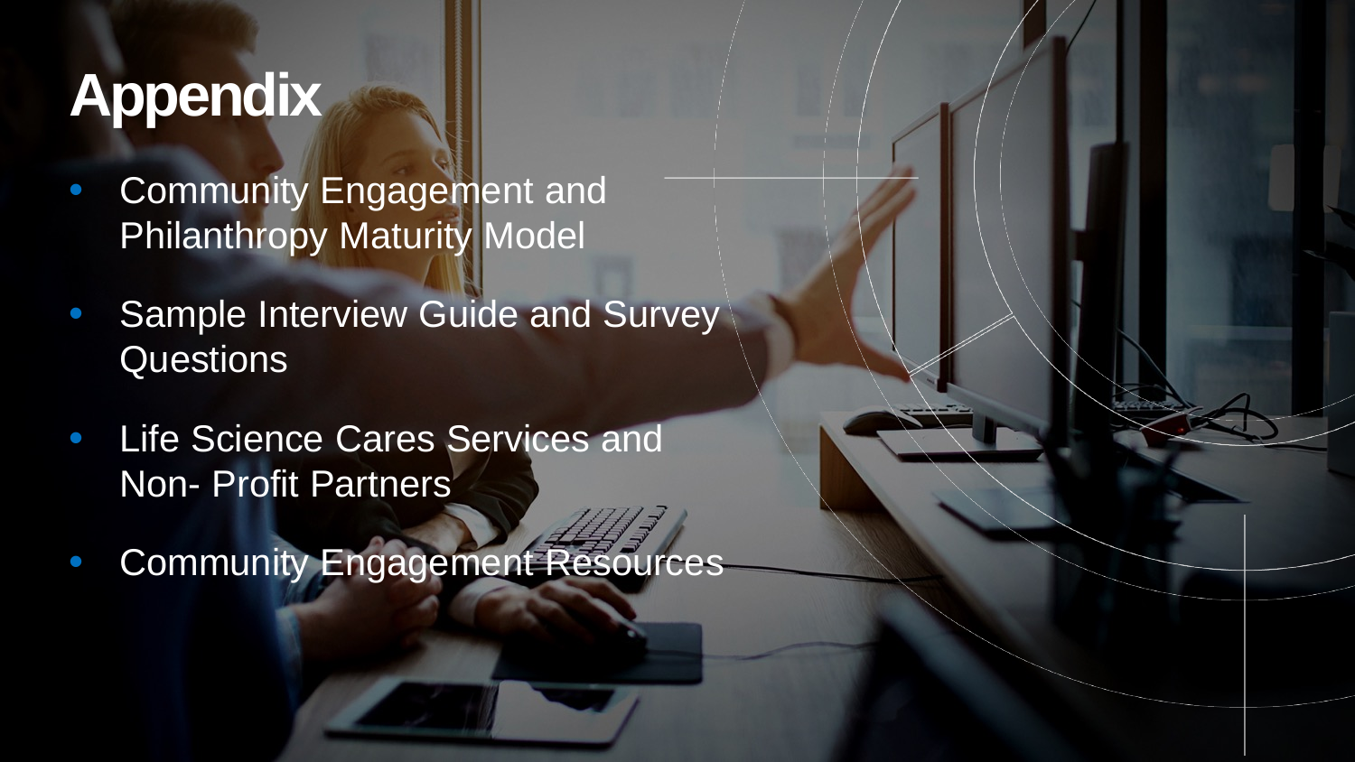# Appendix

- Community Engagement and Philanthropy Maturity Model
- Sample Interview Guide and Survey Questions
- Life Science Cares Services and Non- Profit Partners
- Community Engagement Resources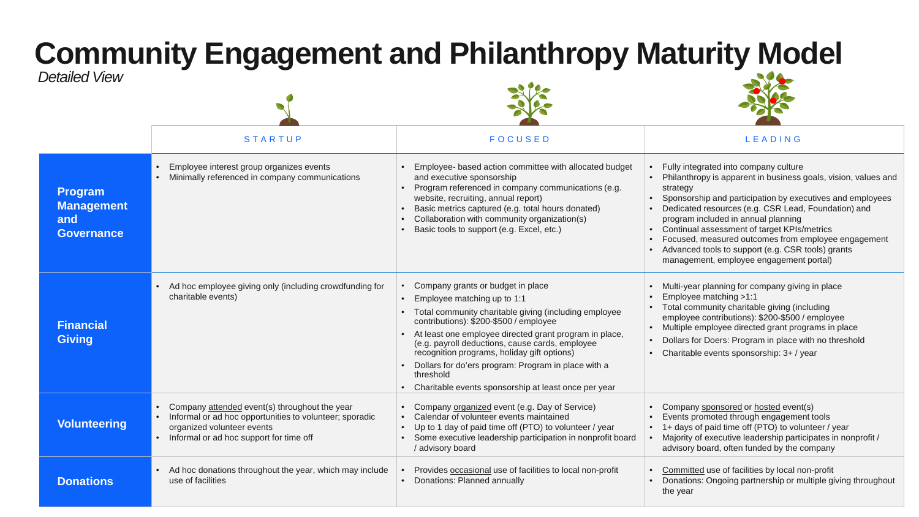# Community Engagement and Philanthropy Maturity Model

*Detailed View*

| | STARTUP | FOCUSED | LEADING |
|---|---|---|---|
| **Program Management and Governance** | • Employee interest group organizes events<br>• Minimally referenced in company communications | • Employee- based action committee with allocated budget and executive sponsorship<br>• Program referenced in company communications (e.g. website, recruiting, annual report)<br>• Basic metrics captured (e.g. total hours donated)<br>• Collaboration with community organization(s)<br>• Basic tools to support (e.g. Excel, etc.) | • Fully integrated into company culture<br>• Philanthropy is apparent in business goals, vision, values and strategy<br>• Sponsorship and participation by executives and employees<br>• Dedicated resources (e.g. CSR Lead, Foundation) and program included in annual planning<br>• Continual assessment of target KPIs/metrics<br>• Focused, measured outcomes from employee engagement<br>• Advanced tools to support (e.g. CSR tools) grants management, employee engagement portal) |
| **Financial Giving** | • Ad hoc employee giving only (including crowdfunding for charitable events) | • Company grants or budget in place<br>• Employee matching up to 1:1<br>• Total community charitable giving (including employee contributions): $200-$500 / employee<br>• At least one employee directed grant program in place, (e.g. payroll deductions, cause cards, employee recognition programs, holiday gift options)<br>• Dollars for do'ers program: Program in place with a threshold<br>• Charitable events sponsorship at least once per year | • Multi-year planning for company giving in place<br>• Employee matching >1:1<br>• Total community charitable giving (including employee contributions): $200-$500 / employee<br>• Multiple employee directed grant programs in place<br>• Dollars for Doers: Program in place with no threshold<br>• Charitable events sponsorship: 3+ / year |
| **Volunteering** | • Company <u>attended</u> event(s) throughout the year<br>• Informal or ad hoc opportunities to volunteer; sporadic organized volunteer events<br>• Informal or ad hoc support for time off | • Company <u>organized</u> event (e.g. Day of Service)<br>• Calendar of volunteer events maintained<br>• Up to 1 day of paid time off (PTO) to volunteer / year<br>• Some executive leadership participation in nonprofit board / advisory board | • Company <u>sponsored</u> or <u>hosted</u> event(s)<br>• Events promoted through engagement tools<br>• 1+ days of paid time off (PTO) to volunteer / year<br>• Majority of executive leadership participates in nonprofit / advisory board, often funded by the company |
| **Donations** | • Ad hoc donations throughout the year, which may include use of facilities | • Provides <u>occasional</u> use of facilities to local non-profit<br>• Donations: Planned annually | • <u>Committed</u> use of facilities by local non-profit<br>• Donations: Ongoing partnership or multiple giving throughout the year |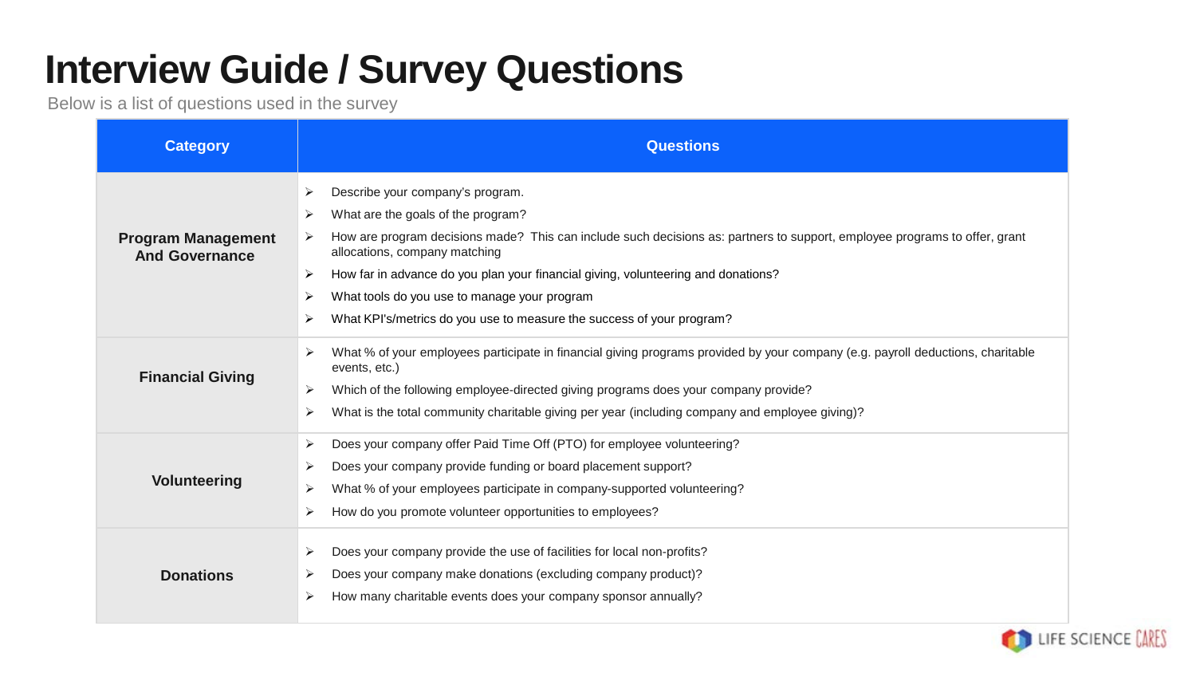# Interview Guide / Survey Questions

Below is a list of questions used in the survey

| Category | Questions |
|---|---|
| **Program Management And Governance** | ➢ Describe your company's program.<br>➢ What are the goals of the program?<br>➢ How are program decisions made? This can include such decisions as: partners to support, employee programs to offer, grant allocations, company matching<br>➢ How far in advance do you plan your financial giving, volunteering and donations?<br>➢ What tools do you use to manage your program<br>➢ What KPI's/metrics do you use to measure the success of your program? |
| **Financial Giving** | ➢ What % of your employees participate in financial giving programs provided by your company (e.g. payroll deductions, charitable events, etc.)<br>➢ Which of the following employee-directed giving programs does your company provide?<br>➢ What is the total community charitable giving per year (including company and employee giving)? |
| **Volunteering** | ➢ Does your company offer Paid Time Off (PTO) for employee volunteering?<br>➢ Does your company provide funding or board placement support?<br>➢ What % of your employees participate in company-supported volunteering?<br>➢ How do you promote volunteer opportunities to employees? |
| **Donations** | ➢ Does your company provide the use of facilities for local non-profits?<br>➢ Does your company make donations (excluding company product)?<br>➢ How many charitable events does your company sponsor annually? |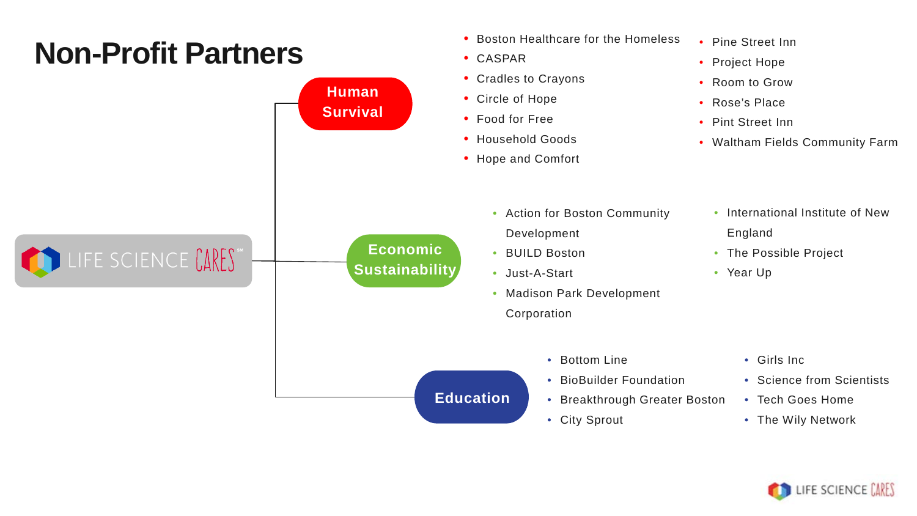# Non-Profit Partners

LIFE SCIENCE CARES

## Human Survival

- Boston Healthcare for the Homeless
- CASPAR
- Cradles to Crayons
- Circle of Hope
- Food for Free
- Household Goods
- Hope and Comfort
- Pine Street Inn
- Project Hope
- Room to Grow
- Rose's Place
- Pint Street Inn
- Waltham Fields Community Farm

## Economic Sustainability

- Action for Boston Community Development
- BUILD Boston
- Just-A-Start
- Madison Park Development Corporation
- International Institute of New England
- The Possible Project
- Year Up

## Education

- Bottom Line
- BioBuilder Foundation
- Breakthrough Greater Boston
- City Sprout
- Girls Inc
- Science from Scientists
- Tech Goes Home
- The Wily Network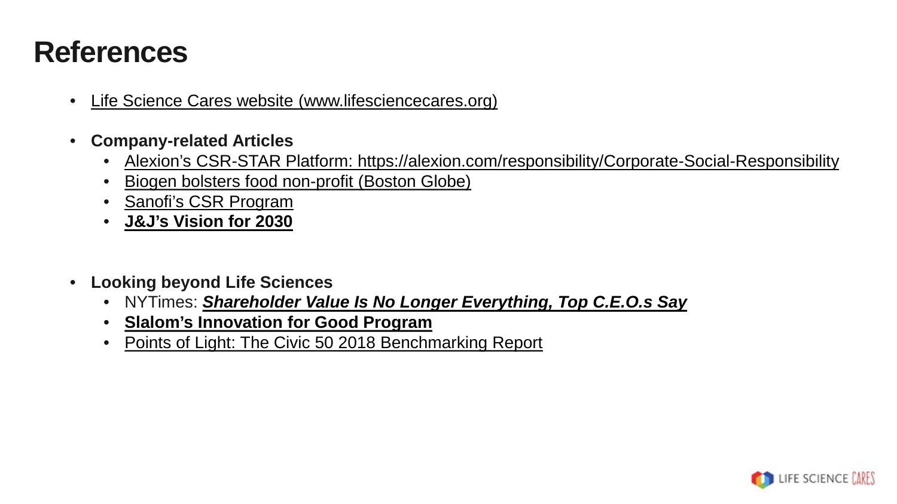# References

- Life Science Cares website (www.lifesciencecares.org)
- **Company-related Articles**
  - Alexion's CSR-STAR Platform: https://alexion.com/responsibility/Corporate-Social-Responsibility
  - Biogen bolsters food non-profit (Boston Globe)
  - Sanofi's CSR Program
  - **J&J's Vision for 2030**
- **Looking beyond Life Sciences**
  - NYTimes: ***Shareholder Value Is No Longer Everything, Top C.E.O.s Say***
  - **Slalom's Innovation for Good Program**
  - Points of Light: The Civic 50 2018 Benchmarking Report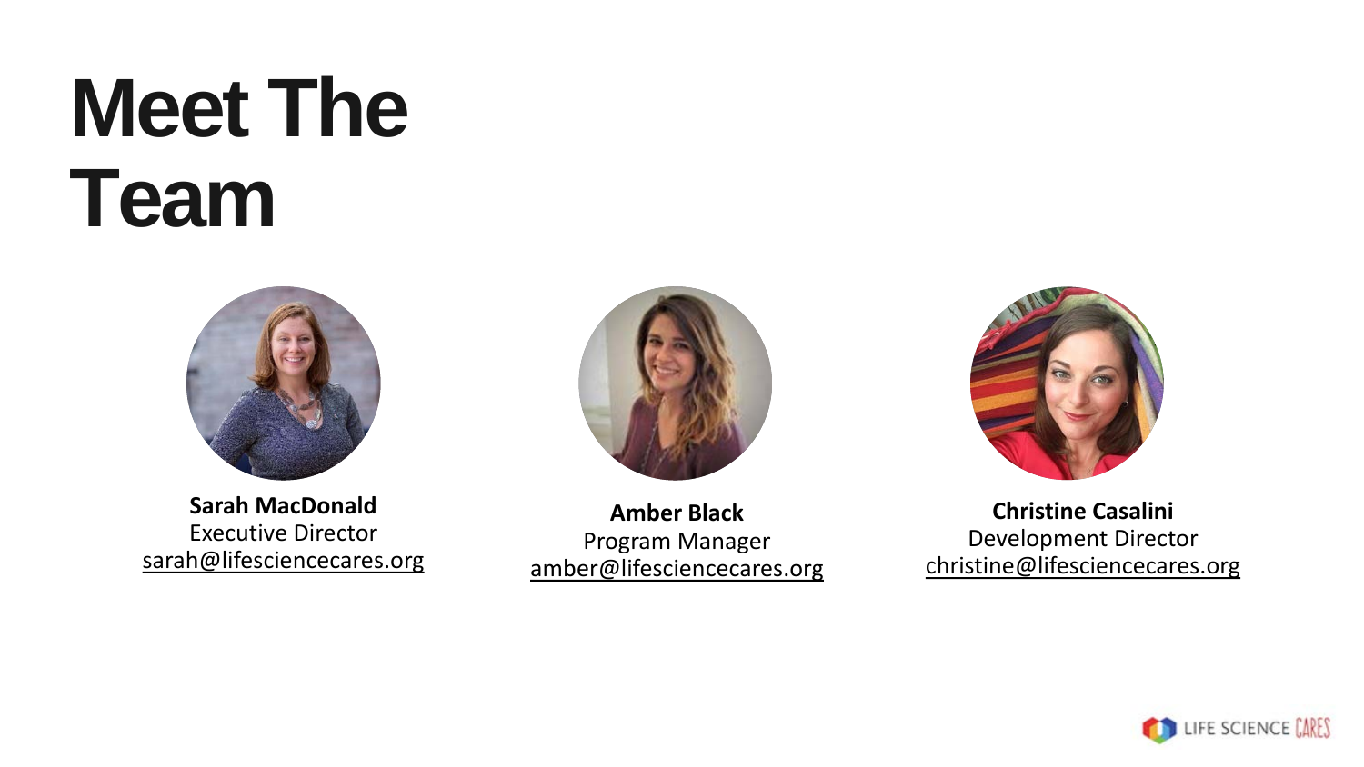# Meet The Team

**Sarah MacDonald**
Executive Director
sarah@lifesciencecares.org

**Amber Black**
Program Manager
amber@lifesciencecares.org

**Christine Casalini**
Development Director
christine@lifesciencecares.org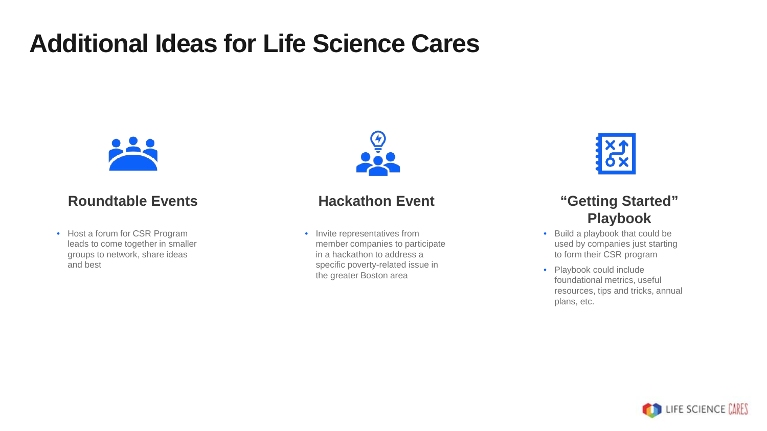# Additional Ideas for Life Science Cares

### Roundtable Events

- Host a forum for CSR Program leads to come together in smaller groups to network, share ideas and best

### Hackathon Event

- Invite representatives from member companies to participate in a hackathon to address a specific poverty-related issue in the greater Boston area

### "Getting Started" Playbook

- Build a playbook that could be used by companies just starting to form their CSR program
- Playbook could include foundational metrics, useful resources, tips and tricks, annual plans, etc.